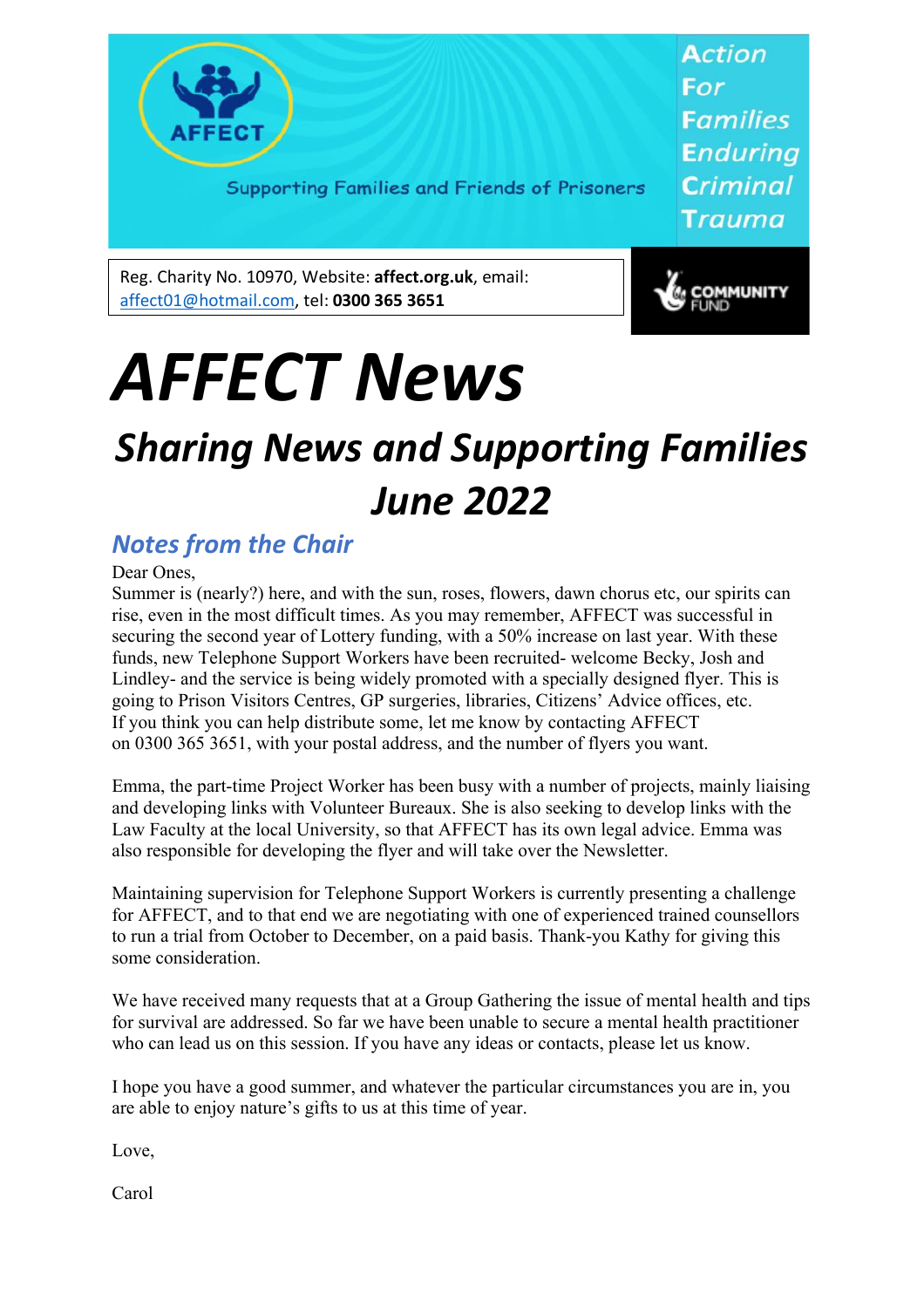AFFECT

Supporting Families and Friends of Prisoners

Action
For
Families
Enduring
Criminal
Trauma

Reg. Charity No. 10970, Website: **affect.org.uk**, email: affect01@hotmail.com, tel: **0300 365 3651**

COMMUNITY FUND

# *AFFECT News*

## *Sharing News and Supporting Families June 2022*

### *Notes from the Chair*

Dear Ones,

Summer is (nearly?) here, and with the sun, roses, flowers, dawn chorus etc, our spirits can rise, even in the most difficult times. As you may remember, AFFECT was successful in securing the second year of Lottery funding, with a 50% increase on last year. With these funds, new Telephone Support Workers have been recruited- welcome Becky, Josh and Lindley- and the service is being widely promoted with a specially designed flyer. This is going to Prison Visitors Centres, GP surgeries, libraries, Citizens' Advice offices, etc. If you think you can help distribute some, let me know by contacting AFFECT on 0300 365 3651, with your postal address, and the number of flyers you want.

Emma, the part-time Project Worker has been busy with a number of projects, mainly liaising and developing links with Volunteer Bureaux. She is also seeking to develop links with the Law Faculty at the local University, so that AFFECT has its own legal advice. Emma was also responsible for developing the flyer and will take over the Newsletter.

Maintaining supervision for Telephone Support Workers is currently presenting a challenge for AFFECT, and to that end we are negotiating with one of experienced trained counsellors to run a trial from October to December, on a paid basis. Thank-you Kathy for giving this some consideration.

We have received many requests that at a Group Gathering the issue of mental health and tips for survival are addressed. So far we have been unable to secure a mental health practitioner who can lead us on this session. If you have any ideas or contacts, please let us know.

I hope you have a good summer, and whatever the particular circumstances you are in, you are able to enjoy nature's gifts to us at this time of year.

Love,

Carol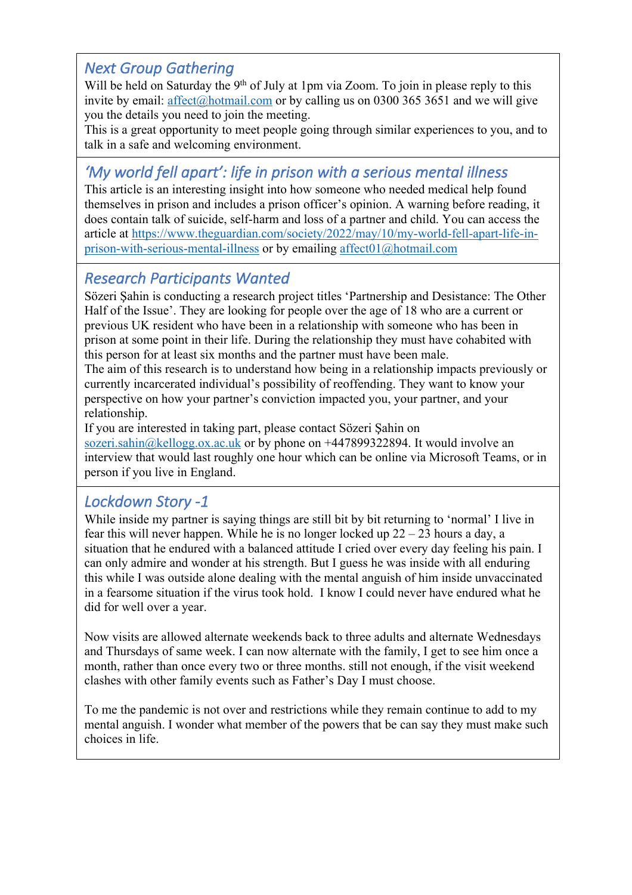## *Next Group Gathering*

Will be held on Saturday the 9th of July at 1pm via Zoom. To join in please reply to this invite by email: affect@hotmail.com or by calling us on 0300 365 3651 and we will give you the details you need to join the meeting.

This is a great opportunity to meet people going through similar experiences to you, and to talk in a safe and welcoming environment.

## *'My world fell apart': life in prison with a serious mental illness*

This article is an interesting insight into how someone who needed medical help found themselves in prison and includes a prison officer's opinion. A warning before reading, it does contain talk of suicide, self-harm and loss of a partner and child. You can access the article at https://www.theguardian.com/society/2022/may/10/my-world-fell-apart-life-in-prison-with-serious-mental-illness or by emailing affect01@hotmail.com

## *Research Participants Wanted*

Sözeri Şahin is conducting a research project titles 'Partnership and Desistance: The Other Half of the Issue'. They are looking for people over the age of 18 who are a current or previous UK resident who have been in a relationship with someone who has been in prison at some point in their life. During the relationship they must have cohabited with this person for at least six months and the partner must have been male.

The aim of this research is to understand how being in a relationship impacts previously or currently incarcerated individual's possibility of reoffending. They want to know your perspective on how your partner's conviction impacted you, your partner, and your relationship.

If you are interested in taking part, please contact Sözeri Şahin on sozeri.sahin@kellogg.ox.ac.uk or by phone on +447899322894. It would involve an interview that would last roughly one hour which can be online via Microsoft Teams, or in person if you live in England.

## *Lockdown Story -1*

While inside my partner is saying things are still bit by bit returning to 'normal' I live in fear this will never happen. While he is no longer locked up 22 – 23 hours a day, a situation that he endured with a balanced attitude I cried over every day feeling his pain. I can only admire and wonder at his strength. But I guess he was inside with all enduring this while I was outside alone dealing with the mental anguish of him inside unvaccinated in a fearsome situation if the virus took hold. I know I could never have endured what he did for well over a year.

Now visits are allowed alternate weekends back to three adults and alternate Wednesdays and Thursdays of same week. I can now alternate with the family, I get to see him once a month, rather than once every two or three months. still not enough, if the visit weekend clashes with other family events such as Father's Day I must choose.

To me the pandemic is not over and restrictions while they remain continue to add to my mental anguish. I wonder what member of the powers that be can say they must make such choices in life.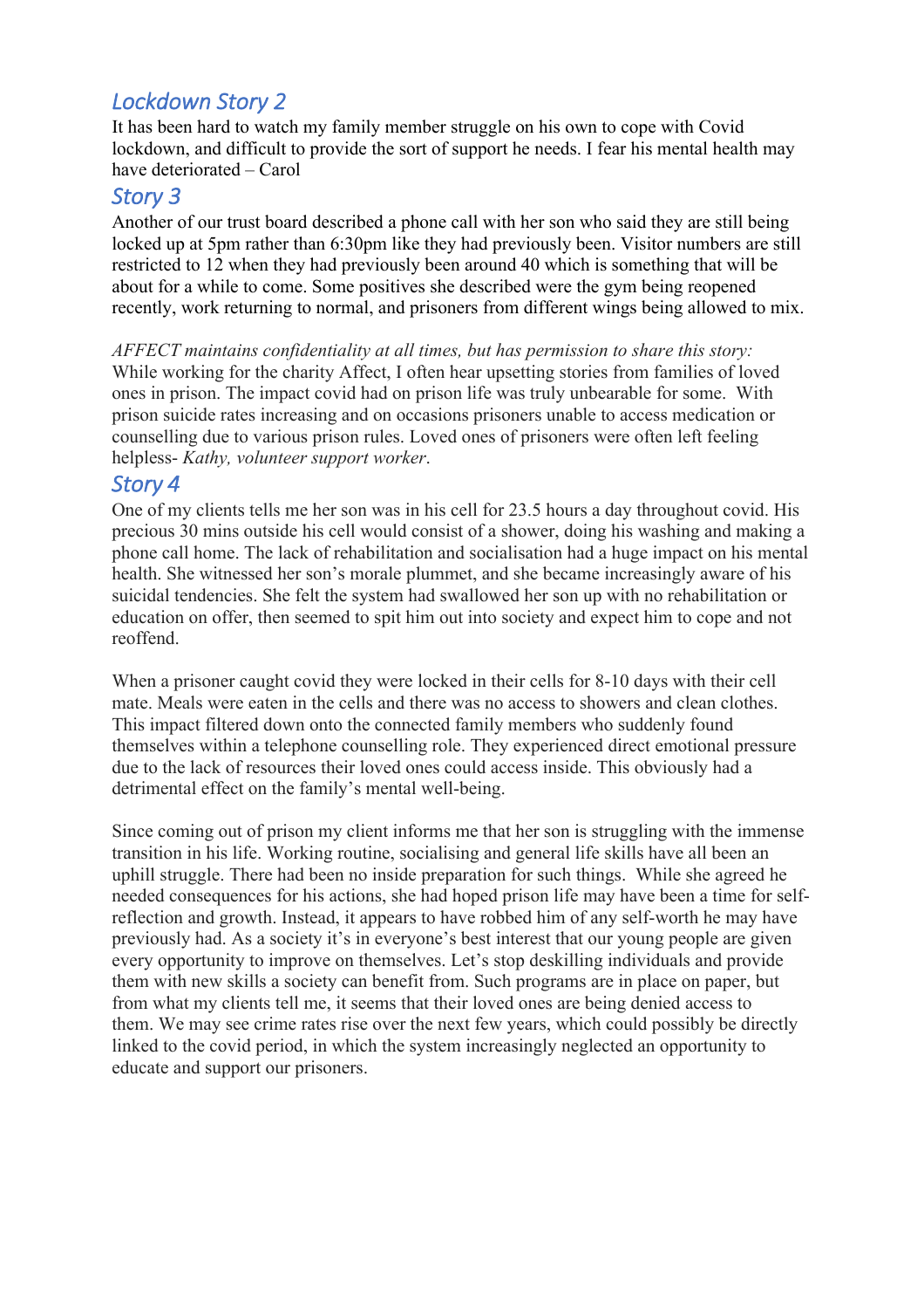## Lockdown Story 2

It has been hard to watch my family member struggle on his own to cope with Covid lockdown, and difficult to provide the sort of support he needs. I fear his mental health may have deteriorated – Carol

## Story 3

Another of our trust board described a phone call with her son who said they are still being locked up at 5pm rather than 6:30pm like they had previously been. Visitor numbers are still restricted to 12 when they had previously been around 40 which is something that will be about for a while to come. Some positives she described were the gym being reopened recently, work returning to normal, and prisoners from different wings being allowed to mix.

*AFFECT maintains confidentiality at all times, but has permission to share this story:* While working for the charity Affect, I often hear upsetting stories from families of loved ones in prison. The impact covid had on prison life was truly unbearable for some. With prison suicide rates increasing and on occasions prisoners unable to access medication or counselling due to various prison rules. Loved ones of prisoners were often left feeling helpless- *Kathy, volunteer support worker.*

## Story 4

One of my clients tells me her son was in his cell for 23.5 hours a day throughout covid. His precious 30 mins outside his cell would consist of a shower, doing his washing and making a phone call home. The lack of rehabilitation and socialisation had a huge impact on his mental health. She witnessed her son's morale plummet, and she became increasingly aware of his suicidal tendencies. She felt the system had swallowed her son up with no rehabilitation or education on offer, then seemed to spit him out into society and expect him to cope and not reoffend.

When a prisoner caught covid they were locked in their cells for 8-10 days with their cell mate. Meals were eaten in the cells and there was no access to showers and clean clothes. This impact filtered down onto the connected family members who suddenly found themselves within a telephone counselling role. They experienced direct emotional pressure due to the lack of resources their loved ones could access inside. This obviously had a detrimental effect on the family's mental well-being.

Since coming out of prison my client informs me that her son is struggling with the immense transition in his life. Working routine, socialising and general life skills have all been an uphill struggle. There had been no inside preparation for such things. While she agreed he needed consequences for his actions, she had hoped prison life may have been a time for self-reflection and growth. Instead, it appears to have robbed him of any self-worth he may have previously had. As a society it's in everyone's best interest that our young people are given every opportunity to improve on themselves. Let's stop deskilling individuals and provide them with new skills a society can benefit from. Such programs are in place on paper, but from what my clients tell me, it seems that their loved ones are being denied access to them. We may see crime rates rise over the next few years, which could possibly be directly linked to the covid period, in which the system increasingly neglected an opportunity to educate and support our prisoners.